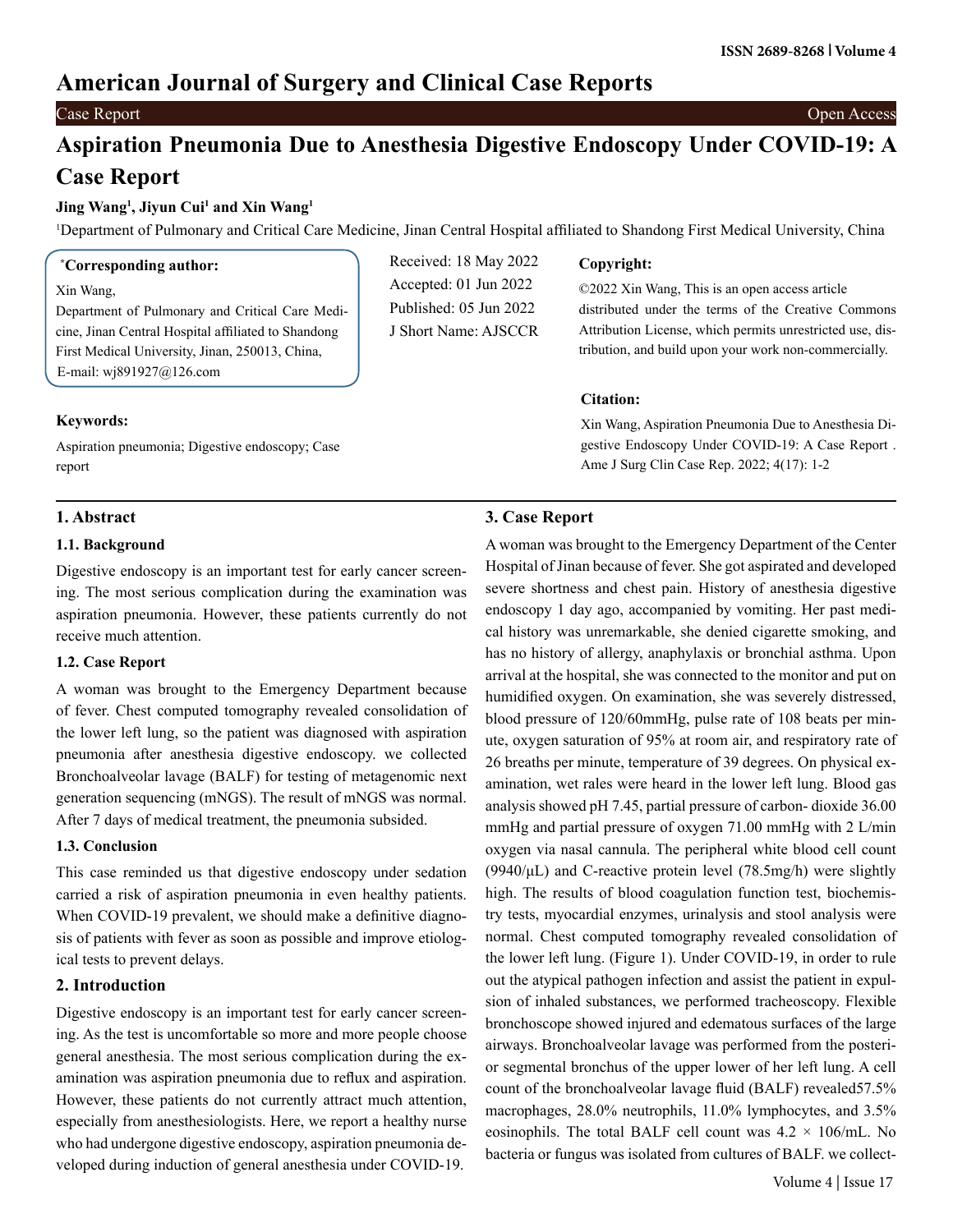# American Journal of Surgery and Clinical Case Reports

Case Report | Open Access

# Aspiration Pneumonia Due to Anesthesia Digestive Endoscopy Under COVID-19: A Case Report

**Jing Wang[1], Jiyun Cui[1] and Xin Wang[1]**

[1]Department of Pulmonary and Critical Care Medicine, Jinan Central Hospital affiliated to Shandong First Medical University, China

**\*Corresponding author:**

Xin Wang,
Department of Pulmonary and Critical Care Medicine, Jinan Central Hospital affiliated to Shandong First Medical University, Jinan, 250013, China,
E-mail: wj891927@126.com

Received: 18 May 2022
Accepted: 01 Jun 2022
Published: 05 Jun 2022
J Short Name: AJSCCR

**Copyright:**

©2022 Xin Wang, This is an open access article distributed under the terms of the Creative Commons Attribution License, which permits unrestricted use, distribution, and build upon your work non-commercially.

**Citation:**

Xin Wang, Aspiration Pneumonia Due to Anesthesia Digestive Endoscopy Under COVID-19: A Case Report . Ame J Surg Clin Case Rep. 2022; 4(17): 1-2

**Keywords:**

Aspiration pneumonia; Digestive endoscopy; Case report

## 1. Abstract

### 1.1. Background

Digestive endoscopy is an important test for early cancer screening. The most serious complication during the examination was aspiration pneumonia. However, these patients currently do not receive much attention.

### 1.2. Case Report

A woman was brought to the Emergency Department because of fever. Chest computed tomography revealed consolidation of the lower left lung, so the patient was diagnosed with aspiration pneumonia after anesthesia digestive endoscopy. we collected Bronchoalveolar lavage (BALF) for testing of metagenomic next generation sequencing (mNGS). The result of mNGS was normal. After 7 days of medical treatment, the pneumonia subsided.

### 1.3. Conclusion

This case reminded us that digestive endoscopy under sedation carried a risk of aspiration pneumonia in even healthy patients. When COVID-19 prevalent, we should make a definitive diagnosis of patients with fever as soon as possible and improve etiological tests to prevent delays.

## 2. Introduction

Digestive endoscopy is an important test for early cancer screening. As the test is uncomfortable so more and more people choose general anesthesia. The most serious complication during the examination was aspiration pneumonia due to reflux and aspiration. However, these patients do not currently attract much attention, especially from anesthesiologists. Here, we report a healthy nurse who had undergone digestive endoscopy, aspiration pneumonia developed during induction of general anesthesia under COVID-19.

## 3. Case Report

A woman was brought to the Emergency Department of the Center Hospital of Jinan because of fever. She got aspirated and developed severe shortness and chest pain. History of anesthesia digestive endoscopy 1 day ago, accompanied by vomiting. Her past medical history was unremarkable, she denied cigarette smoking, and has no history of allergy, anaphylaxis or bronchial asthma. Upon arrival at the hospital, she was connected to the monitor and put on humidified oxygen. On examination, she was severely distressed, blood pressure of 120/60mmHg, pulse rate of 108 beats per minute, oxygen saturation of 95% at room air, and respiratory rate of 26 breaths per minute, temperature of 39 degrees. On physical examination, wet rales were heard in the lower left lung. Blood gas analysis showed pH 7.45, partial pressure of carbon- dioxide 36.00 mmHg and partial pressure of oxygen 71.00 mmHg with 2 L/min oxygen via nasal cannula. The peripheral white blood cell count (9940/μL) and C-reactive protein level (78.5mg/h) were slightly high. The results of blood coagulation function test, biochemistry tests, myocardial enzymes, urinalysis and stool analysis were normal. Chest computed tomography revealed consolidation of the lower left lung. (Figure 1). Under COVID-19, in order to rule out the atypical pathogen infection and assist the patient in expulsion of inhaled substances, we performed tracheoscopy. Flexible bronchoscope showed injured and edematous surfaces of the large airways. Bronchoalveolar lavage was performed from the posterior segmental bronchus of the upper lower of her left lung. A cell count of the bronchoalveolar lavage fluid (BALF) revealed57.5% macrophages, 28.0% neutrophils, 11.0% lymphocytes, and 3.5% eosinophils. The total BALF cell count was $4.2 \times 10^6$/mL. No bacteria or fungus was isolated from cultures of BALF. we collect-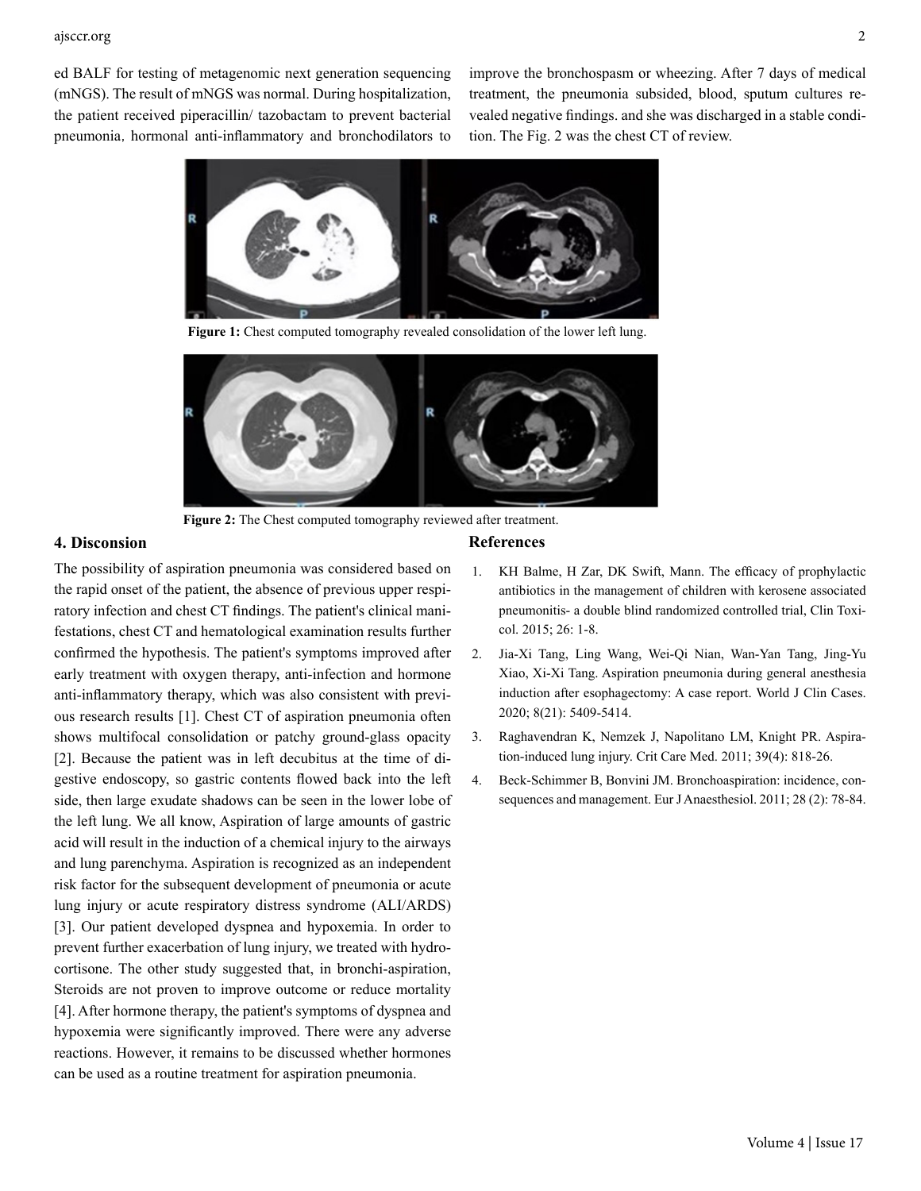ed BALF for testing of metagenomic next generation sequencing (mNGS). The result of mNGS was normal. During hospitalization, the patient received piperacillin/ tazobactam to prevent bacterial pneumonia, hormonal anti-inflammatory and bronchodilators to improve the bronchospasm or wheezing. After 7 days of medical treatment, the pneumonia subsided, blood, sputum cultures revealed negative findings. and she was discharged in a stable condition. The Fig. 2 was the chest CT of review.

**Figure 1:** Chest computed tomography revealed consolidation of the lower left lung.

**Figure 2:** The Chest computed tomography reviewed after treatment.

## 4. Disconsion

The possibility of aspiration pneumonia was considered based on the rapid onset of the patient, the absence of previous upper respiratory infection and chest CT findings. The patient's clinical manifestations, chest CT and hematological examination results further confirmed the hypothesis. The patient's symptoms improved after early treatment with oxygen therapy, anti-infection and hormone anti-inflammatory therapy, which was also consistent with previous research results [1]. Chest CT of aspiration pneumonia often shows multifocal consolidation or patchy ground-glass opacity [2]. Because the patient was in left decubitus at the time of digestive endoscopy, so gastric contents flowed back into the left side, then large exudate shadows can be seen in the lower lobe of the left lung. We all know, Aspiration of large amounts of gastric acid will result in the induction of a chemical injury to the airways and lung parenchyma. Aspiration is recognized as an independent risk factor for the subsequent development of pneumonia or acute lung injury or acute respiratory distress syndrome (ALI/ARDS) [3]. Our patient developed dyspnea and hypoxemia. In order to prevent further exacerbation of lung injury, we treated with hydrocortisone. The other study suggested that, in bronchi-aspiration, Steroids are not proven to improve outcome or reduce mortality [4]. After hormone therapy, the patient's symptoms of dyspnea and hypoxemia were significantly improved. There were any adverse reactions. However, it remains to be discussed whether hormones can be used as a routine treatment for aspiration pneumonia.

## References

1. KH Balme, H Zar, DK Swift, Mann. The efficacy of prophylactic antibiotics in the management of children with kerosene associated pneumonitis- a double blind randomized controlled trial, Clin Toxicol. 2015; 26: 1-8.
2. Jia-Xi Tang, Ling Wang, Wei-Qi Nian, Wan-Yan Tang, Jing-Yu Xiao, Xi-Xi Tang. Aspiration pneumonia during general anesthesia induction after esophagectomy: A case report. World J Clin Cases. 2020; 8(21): 5409-5414.
3. Raghavendran K, Nemzek J, Napolitano LM, Knight PR. Aspiration-induced lung injury. Crit Care Med. 2011; 39(4): 818-26.
4. Beck-Schimmer B, Bonvini JM. Bronchoaspiration: incidence, consequences and management. Eur J Anaesthesiol. 2011; 28 (2): 78-84.